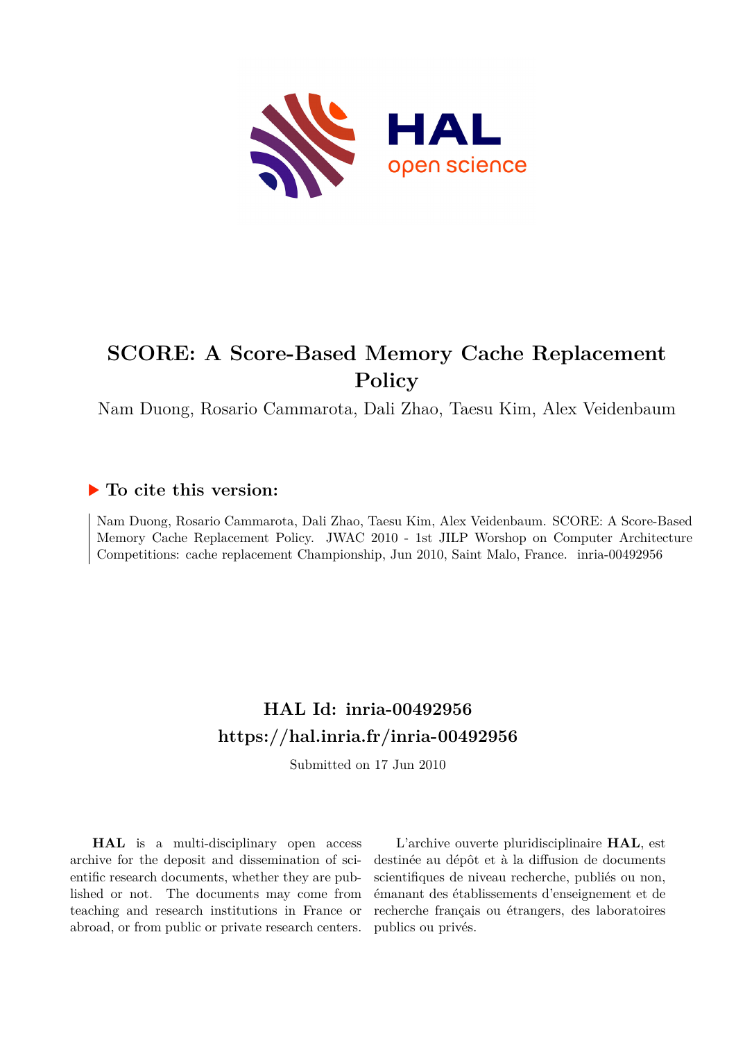# SCORE: A Score-Based Memory Cache Replacement Policy

Nam Duong, Rosario Cammarota, Dali Zhao, Taesu Kim, Alex Veidenbaum

## ▶ To cite this version:

Nam Duong, Rosario Cammarota, Dali Zhao, Taesu Kim, Alex Veidenbaum. SCORE: A Score-Based Memory Cache Replacement Policy. JWAC 2010 - 1st JILP Worshop on Computer Architecture Competitions: cache replacement Championship, Jun 2010, Saint Malo, France. inria-00492956

## HAL Id: inria-00492956
## https://hal.inria.fr/inria-00492956

Submitted on 17 Jun 2010

**HAL** is a multi-disciplinary open access archive for the deposit and dissemination of scientific research documents, whether they are published or not. The documents may come from teaching and research institutions in France or abroad, or from public or private research centers.

L'archive ouverte pluridisciplinaire **HAL**, est destinée au dépôt et à la diffusion de documents scientifiques de niveau recherche, publiés ou non, émanant des établissements d'enseignement et de recherche français ou étrangers, des laboratoires publics ou privés.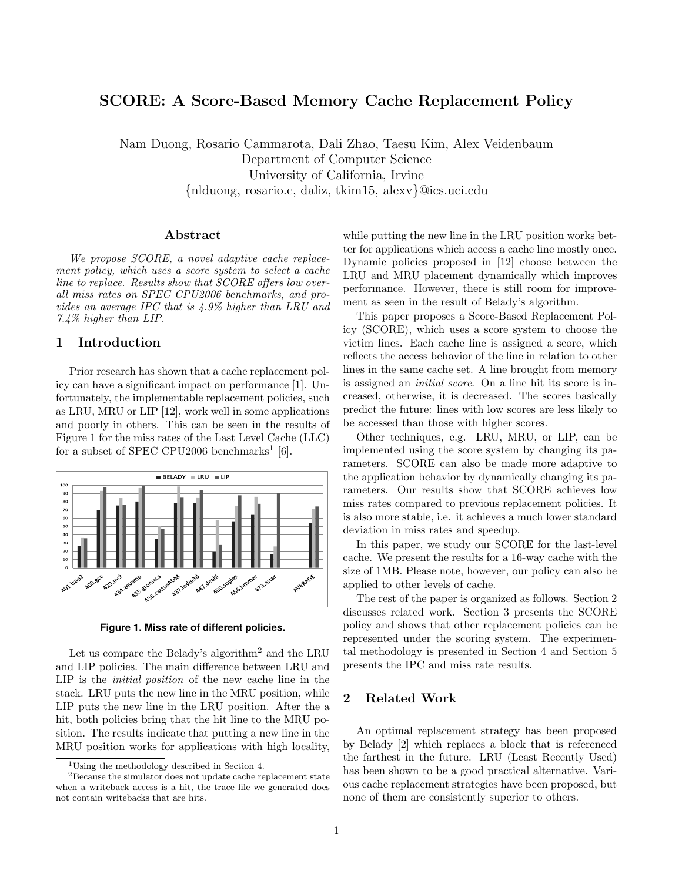# SCORE: A Score-Based Memory Cache Replacement Policy

Nam Duong, Rosario Cammarota, Dali Zhao, Taesu Kim, Alex Veidenbaum
Department of Computer Science
University of California, Irvine
{nlduong, rosario.c, daliz, tkim15, alexv}@ics.uci.edu

## Abstract

*We propose SCORE, a novel adaptive cache replacement policy, which uses a score system to select a cache line to replace. Results show that SCORE offers low overall miss rates on SPEC CPU2006 benchmarks, and provides an average IPC that is 4.9% higher than LRU and 7.4% higher than LIP.*

## 1 Introduction

Prior research has shown that a cache replacement policy can have a significant impact on performance [1]. Unfortunately, the implementable replacement policies, such as LRU, MRU or LIP [12], work well in some applications and poorly in others. This can be seen in the results of Figure 1 for the miss rates of the Last Level Cache (LLC) for a subset of SPEC CPU2006 benchmarks[1] [6].

**Figure 1. Miss rate of different policies.**

Let us compare the Belady's algorithm[2] and the LRU and LIP policies. The main difference between LRU and LIP is the *initial position* of the new cache line in the stack. LRU puts the new line in the MRU position, while LIP puts the new line in the LRU position. After a hit, both policies bring that the hit line to the MRU position. The results indicate that putting a new line in the MRU position works for applications with high locality, while putting the new line in the LRU position works better for applications which access a cache line mostly once. Dynamic policies proposed in [12] choose between the LRU and MRU placement dynamically which improves performance. However, there is still room for improvement as seen in the result of Belady's algorithm.

This paper proposes a Score-Based Replacement Policy (SCORE), which uses a score system to choose the victim lines. Each cache line is assigned a score, which reflects the access behavior of the line in relation to other lines in the same cache set. A line brought from memory is assigned an *initial score*. On a line hit its score is increased, otherwise, it is decreased. The scores basically predict the future: lines with low scores are less likely to be accessed than those with higher scores.

Other techniques, e.g. LRU, MRU, or LIP, can be implemented using the score system by changing its parameters. SCORE can also be made more adaptive to the application behavior by dynamically changing its parameters. Our results show that SCORE achieves low miss rates compared to previous replacement policies. It is also more stable, i.e. it achieves a much lower standard deviation in miss rates and speedup.

In this paper, we study our SCORE for the last-level cache. We present the results for a 16-way cache with the size of 1MB. Please note, however, our policy can also be applied to other levels of cache.

The rest of the paper is organized as follows. Section 2 discusses related work. Section 3 presents the SCORE policy and shows that other replacement policies can be represented under the scoring system. The experimental methodology is presented in Section 4 and Section 5 presents the IPC and miss rate results.

## 2 Related Work

An optimal replacement strategy has been proposed by Belady [2] which replaces a block that is referenced the farthest in the future. LRU (Least Recently Used) has been shown to be a good practical alternative. Various cache replacement strategies have been proposed, but none of them are consistently superior to others.

---

[1] Using the methodology described in Section 4.

[2] Because the simulator does not update cache replacement state when a writeback access is a hit, the trace file we generated does not contain writebacks that are hits.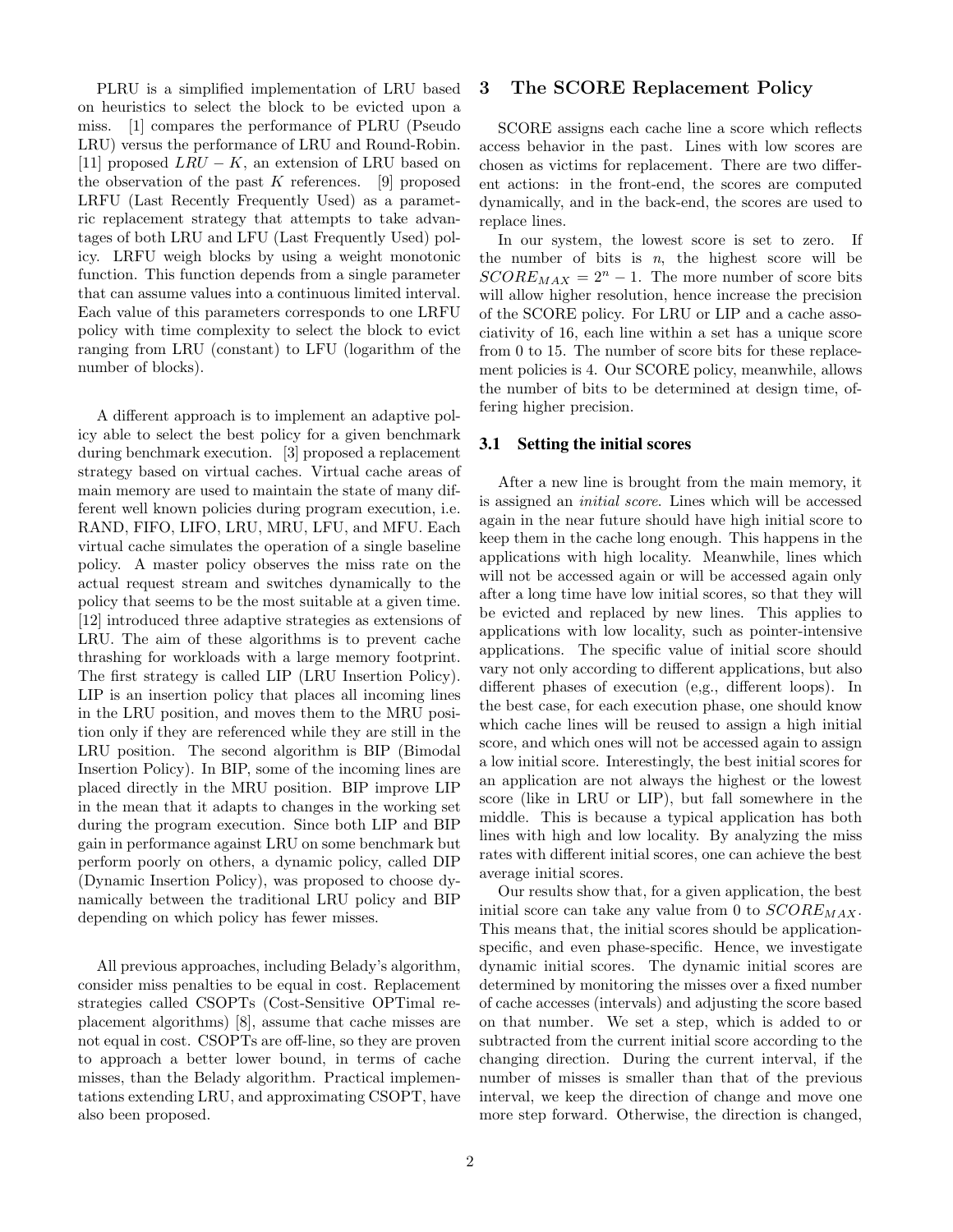PLRU is a simplified implementation of LRU based on heuristics to select the block to be evicted upon a miss. [1] compares the performance of PLRU (Pseudo LRU) versus the performance of LRU and Round-Robin. [11] proposed $LRU-K$, an extension of LRU based on the observation of the past $K$ references. [9] proposed LRFU (Last Recently Frequently Used) as a parametric replacement strategy that attempts to take advantages of both LRU and LFU (Last Frequently Used) policy. LRFU weigh blocks by using a weight monotonic function. This function depends from a single parameter that can assume values into a continuous limited interval. Each value of this parameters corresponds to one LRFU policy with time complexity to select the block to evict ranging from LRU (constant) to LFU (logarithm of the number of blocks).

A different approach is to implement an adaptive policy able to select the best policy for a given benchmark during benchmark execution. [3] proposed a replacement strategy based on virtual caches. Virtual cache areas of main memory are used to maintain the state of many different well known policies during program execution, i.e. RAND, FIFO, LIFO, LRU, MRU, LFU, and MFU. Each virtual cache simulates the operation of a single baseline policy. A master policy observes the miss rate on the actual request stream and switches dynamically to the policy that seems to be the most suitable at a given time. [12] introduced three adaptive strategies as extensions of LRU. The aim of these algorithms is to prevent cache thrashing for workloads with a large memory footprint. The first strategy is called LIP (LRU Insertion Policy). LIP is an insertion policy that places all incoming lines in the LRU position, and moves them to the MRU position only if they are referenced while they are still in the LRU position. The second algorithm is BIP (Bimodal Insertion Policy). In BIP, some of the incoming lines are placed directly in the MRU position. BIP improve LIP in the mean that it adapts to changes in the working set during the program execution. Since both LIP and BIP gain in performance against LRU on some benchmark but perform poorly on others, a dynamic policy, called DIP (Dynamic Insertion Policy), was proposed to choose dynamically between the traditional LRU policy and BIP depending on which policy has fewer misses.

All previous approaches, including Belady's algorithm, consider miss penalties to be equal in cost. Replacement strategies called CSOPTs (Cost-Sensitive OPTimal replacement algorithms) [8], assume that cache misses are not equal in cost. CSOPTs are off-line, so they are proven to approach a better lower bound, in terms of cache misses, than the Belady algorithm. Practical implementations extending LRU, and approximating CSOPT, have also been proposed.

## 3 The SCORE Replacement Policy

SCORE assigns each cache line a score which reflects access behavior in the past. Lines with low scores are chosen as victims for replacement. There are two different actions: in the front-end, the scores are computed dynamically, and in the back-end, the scores are used to replace lines.

In our system, the lowest score is set to zero. If the number of bits is $n$, the highest score will be $SCORE_{MAX} = 2^n - 1$. The more number of score bits will allow higher resolution, hence increase the precision of the SCORE policy. For LRU or LIP and a cache associativity of 16, each line within a set has a unique score from 0 to 15. The number of score bits for these replacement policies is 4. Our SCORE policy, meanwhile, allows the number of bits to be determined at design time, offering higher precision.

### 3.1 Setting the initial scores

After a new line is brought from the main memory, it is assigned an *initial score*. Lines which will be accessed again in the near future should have high initial score to keep them in the cache long enough. This happens in the applications with high locality. Meanwhile, lines which will not be accessed again or will be accessed again only after a long time have low initial scores, so that they will be evicted and replaced by new lines. This applies to applications with low locality, such as pointer-intensive applications. The specific value of initial score should vary not only according to different applications, but also different phases of execution (e,g., different loops). In the best case, for each execution phase, one should know which cache lines will be reused to assign a high initial score, and which ones will not be accessed again to assign a low initial score. Interestingly, the best initial scores for an application are not always the highest or the lowest score (like in LRU or LIP), but fall somewhere in the middle. This is because a typical application has both lines with high and low locality. By analyzing the miss rates with different initial scores, one can achieve the best average initial scores.

Our results show that, for a given application, the best initial score can take any value from 0 to $SCORE_{MAX}$. This means that, the initial scores should be application-specific, and even phase-specific. Hence, we investigate dynamic initial scores. The dynamic initial scores are determined by monitoring the misses over a fixed number of cache accesses (intervals) and adjusting the score based on that number. We set a step, which is added to or subtracted from the current initial score according to the changing direction. During the current interval, if the number of misses is smaller than that of the previous interval, we keep the direction of change and move one more step forward. Otherwise, the direction is changed,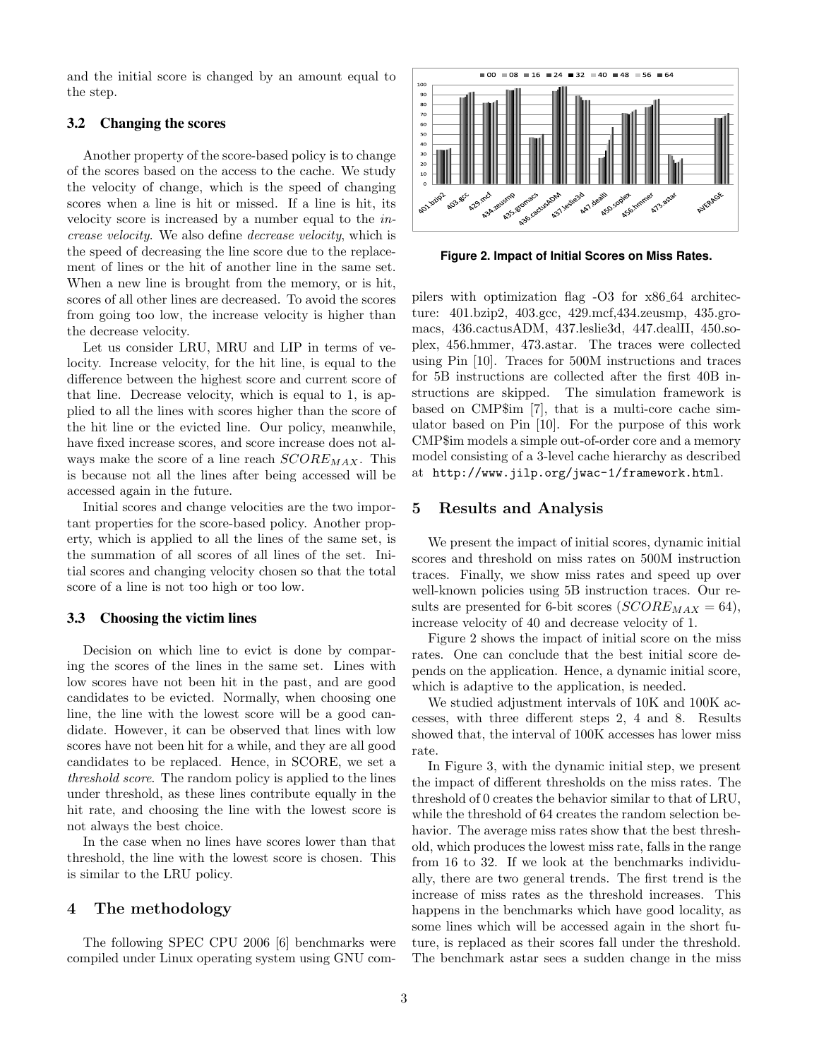and the initial score is changed by an amount equal to the step.

### 3.2 Changing the scores

Another property of the score-based policy is to change of the scores based on the access to the cache. We study the velocity of change, which is the speed of changing scores when a line is hit or missed. If a line is hit, its velocity score is increased by a number equal to the *increase velocity*. We also define *decrease velocity*, which is the speed of decreasing the line score due to the replacement of lines or the hit of another line in the same set. When a new line is brought from the memory, or is hit, scores of all other lines are decreased. To avoid the scores from going too low, the increase velocity is higher than the decrease velocity.

Let us consider LRU, MRU and LIP in terms of velocity. Increase velocity, for the hit line, is equal to the difference between the highest score and current score of that line. Decrease velocity, which is equal to 1, is applied to all the lines with scores higher than the score of the hit line or the evicted line. Our policy, meanwhile, have fixed increase scores, and score increase does not always make the score of a line reach $SCORE_{MAX}$. This is because not all the lines after being accessed will be accessed again in the future.

Initial scores and change velocities are the two important properties for the score-based policy. Another property, which is applied to all the lines of the same set, is the summation of all scores of all lines of the set. Initial scores and changing velocity chosen so that the total score of a line is not too high or too low.

### 3.3 Choosing the victim lines

Decision on which line to evict is done by comparing the scores of the lines in the same set. Lines with low scores have not been hit in the past, and are good candidates to be evicted. Normally, when choosing one line, the line with the lowest score will be a good candidate. However, it can be observed that lines with low scores have not been hit for a while, and they are all good candidates to be replaced. Hence, in SCORE, we set a *threshold score*. The random policy is applied to the lines under threshold, as these lines contribute equally in the hit rate, and choosing the line with the lowest score is not always the best choice.

In the case when no lines have scores lower than that threshold, the line with the lowest score is chosen. This is similar to the LRU policy.

## 4 The methodology

The following SPEC CPU 2006 [6] benchmarks were compiled under Linux operating system using GNU compilers with optimization flag -O3 for x86_64 architecture: 401.bzip2, 403.gcc, 429.mcf,434.zeusmp, 435.gromacs, 436.cactusADM, 437.leslie3d, 447.dealII, 450.soplex, 456.hmmer, 473.astar. The traces were collected using Pin [10]. Traces for 500M instructions and traces for 5B instructions are collected after the first 40B instructions are skipped. The simulation framework is based on CMP$im [7], that is a multi-core cache simulator based on Pin [10]. For the purpose of this work CMP$im models a simple out-of-order core and a memory model consisting of a 3-level cache hierarchy as described at `http://www.jilp.org/jwac-1/framework.html`.

**Figure 2. Impact of Initial Scores on Miss Rates.**

## 5 Results and Analysis

We present the impact of initial scores, dynamic initial scores and threshold on miss rates on 500M instruction traces. Finally, we show miss rates and speed up over well-known policies using 5B instruction traces. Our results are presented for 6-bit scores ($SCORE_{MAX} = 64$), increase velocity of 40 and decrease velocity of 1.

Figure 2 shows the impact of initial score on the miss rates. One can conclude that the best initial score depends on the application. Hence, a dynamic initial score, which is adaptive to the application, is needed.

We studied adjustment intervals of 10K and 100K accesses, with three different steps 2, 4 and 8. Results showed that, the interval of 100K accesses has lower miss rate.

In Figure 3, with the dynamic initial step, we present the impact of different thresholds on the miss rates. The threshold of 0 creates the behavior similar to that of LRU, while the threshold of 64 creates the random selection behavior. The average miss rates show that the best threshold, which produces the lowest miss rate, falls in the range from 16 to 32. If we look at the benchmarks individually, there are two general trends. The first trend is the increase of miss rates as the threshold increases. This happens in the benchmarks which have good locality, as some lines which will be accessed again in the short future, is replaced as their scores fall under the threshold. The benchmark astar sees a sudden change in the miss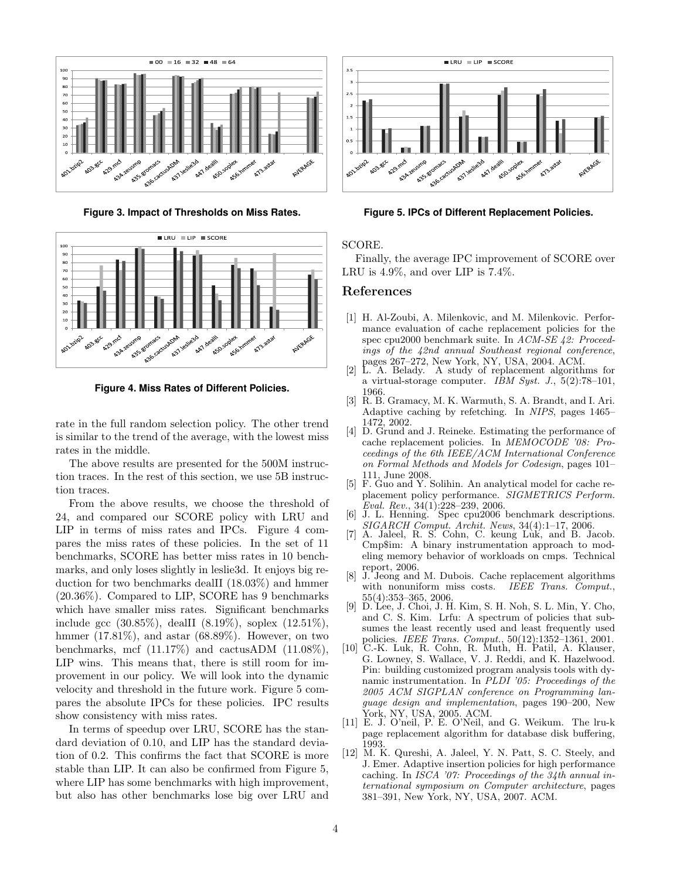00 16 32 48 64

100
90
80
70
60
50
40
30
20
10
0

401.bzip2 403.gcc 429.mcf 434.zeusmp 435.gromacs 436.cactusADM 437.leslie3d 447.dealII 450.soplex 456.hmmer 473.astar AVERAGE

**Figure 3. Impact of Thresholds on Miss Rates.**

LRU LIP SCORE

100
90
80
70
60
50
40
30
20
10
0

401.bzip2 403.gcc 429.mcf 434.zeusmp 435.gromacs 436.cactusADM 437.leslie3d 447.dealII 450.soplex 456.hmmer 473.astar AVERAGE

**Figure 4. Miss Rates of Different Policies.**

rate in the full random selection policy. The other trend is similar to the trend of the average, with the lowest miss rates in the middle.

The above results are presented for the 500M instruction traces. In the rest of this section, we use 5B instruction traces.

From the above results, we choose the threshold of 24, and compared our SCORE policy with LRU and LIP in terms of miss rates and IPCs. Figure 4 compares the miss rates of these policies. In the set of 11 benchmarks, SCORE has better miss rates in 10 benchmarks, and only loses slightly in leslie3d. It enjoys big reduction for two benchmarks dealII (18.03%) and hmmer (20.36%). Compared to LIP, SCORE has 9 benchmarks which have smaller miss rates. Significant benchmarks include gcc (30.85%), dealII (8.19%), soplex (12.51%), hmmer (17.81%), and astar (68.89%). However, on two benchmarks, mcf (11.17%) and cactusADM (11.08%), LIP wins. This means that, there is still room for improvement in our policy. We will look into the dynamic velocity and threshold in the future work. Figure 5 compares the absolute IPCs for these policies. IPC results show consistency with miss rates.

In terms of speedup over LRU, SCORE has the standard deviation of 0.10, and LIP has the standard deviation of 0.2. This confirms the fact that SCORE is more stable than LIP. It can also be confirmed from Figure 5, where LIP has some benchmarks with high improvement, but also has other benchmarks lose big over LRU and

LRU LIP SCORE

3.5
3
2.5
2
1.5
1
0.5
0

401.bzip2 403.gcc 429.mcf 434.zeusmp 435.gromacs 436.cactusADM 437.leslie3d 447.dealII 450.soplex 456.hmmer 473.astar AVERAGE

**Figure 5. IPCs of Different Replacement Policies.**

SCORE.

Finally, the average IPC improvement of SCORE over LRU is 4.9%, and over LIP is 7.4%.

## References

[1] H. Al-Zoubi, A. Milenkovic, and M. Milenkovic. Performance evaluation of cache replacement policies for the spec cpu2000 benchmark suite. In *ACM-SE 42: Proceedings of the 42nd annual Southeast regional conference*, pages 267–272, New York, NY, USA, 2004. ACM.

[2] L. A. Belady. A study of replacement algorithms for a virtual-storage computer. *IBM Syst. J.*, 5(2):78–101, 1966.

[3] R. B. Gramacy, M. K. Warmuth, S. A. Brandt, and I. Ari. Adaptive caching by refetching. In *NIPS*, pages 1465–1472, 2002.

[4] D. Grund and J. Reineke. Estimating the performance of cache replacement policies. In *MEMOCODE '08: Proceedings of the 6th IEEE/ACM International Conference on Formal Methods and Models for Codesign*, pages 101–111, June 2008.

[5] F. Guo and Y. Solihin. An analytical model for cache replacement policy performance. *SIGMETRICS Perform. Eval. Rev.*, 34(1):228–239, 2006.

[6] J. L. Henning. Spec cpu2006 benchmark descriptions. *SIGARCH Comput. Archit. News*, 34(4):1–17, 2006.

[7] A. Jaleel, R. S. Cohn, C. keung Luk, and B. Jacob. Cmp$im: A binary instrumentation approach to modeling memory behavior of workloads on cmps. Technical report, 2006.

[8] J. Jeong and M. Dubois. Cache replacement algorithms with nonuniform miss costs. *IEEE Trans. Comput.*, 55(4):353–365, 2006.

[9] D. Lee, J. Choi, J. H. Kim, S. H. Noh, S. L. Min, Y. Cho, and C. S. Kim. Lrfu: A spectrum of policies that subsumes the least recently used and least frequently used policies. *IEEE Trans. Comput.*, 50(12):1352–1361, 2001.

[10] C.-K. Luk, R. Cohn, R. Muth, H. Patil, A. Klauser, G. Lowney, S. Wallace, V. J. Reddi, and K. Hazelwood. Pin: building customized program analysis tools with dynamic instrumentation. In *PLDI '05: Proceedings of the 2005 ACM SIGPLAN conference on Programming language design and implementation*, pages 190–200, New York, NY, USA, 2005. ACM.

[11] E. J. O'neil, P. E. O'Neil, and G. Weikum. The lru-k page replacement algorithm for database disk buffering, 1993.

[12] M. K. Qureshi, A. Jaleel, Y. N. Patt, S. C. Steely, and J. Emer. Adaptive insertion policies for high performance caching. In *ISCA '07: Proceedings of the 34th annual international symposium on Computer architecture*, pages 381–391, New York, NY, USA, 2007. ACM.